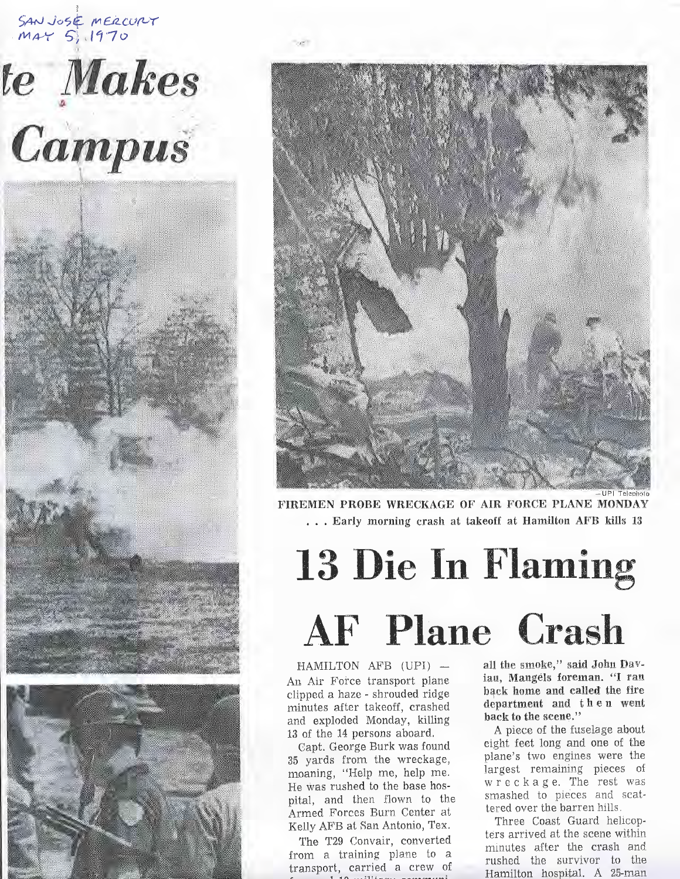SAN JOSE MERCURY
MAY 5, 1970

# te Makes Campus

—UPI Telephoto

**FIREMEN PROBE WRECKAGE OF AIR FORCE PLANE MONDAY**
**. . . Early morning crash at takeoff at Hamilton AFB kills 13**

# 13 Die In Flaming AF Plane Crash

HAMILTON AFB (UPI) — An Air Force transport plane clipped a haze - shrouded ridge minutes after takeoff, crashed and exploded Monday, killing 13 of the 14 persons aboard.

Capt. George Burk was found 35 yards from the wreckage, moaning, "Help me, help me. He was rushed to the base hospital, and then flown to the Armed Forces Burn Center at Kelly AFB at San Antonio, Tex.

The T29 Convair, converted from a training plane to a transport, carried a crew of

all the smoke," said John Daviau, Mangels foreman. "I ran back home and called the fire department and then went back to the scene."

A piece of the fuselage about eight feet long and one of the plane's two engines were the largest remaining pieces of wreckage. The rest was smashed to pieces and scattered over the barren hills.

Three Coast Guard helicopters arrived at the scene within minutes after the crash and rushed the survivor to the Hamilton hospital. A 25-man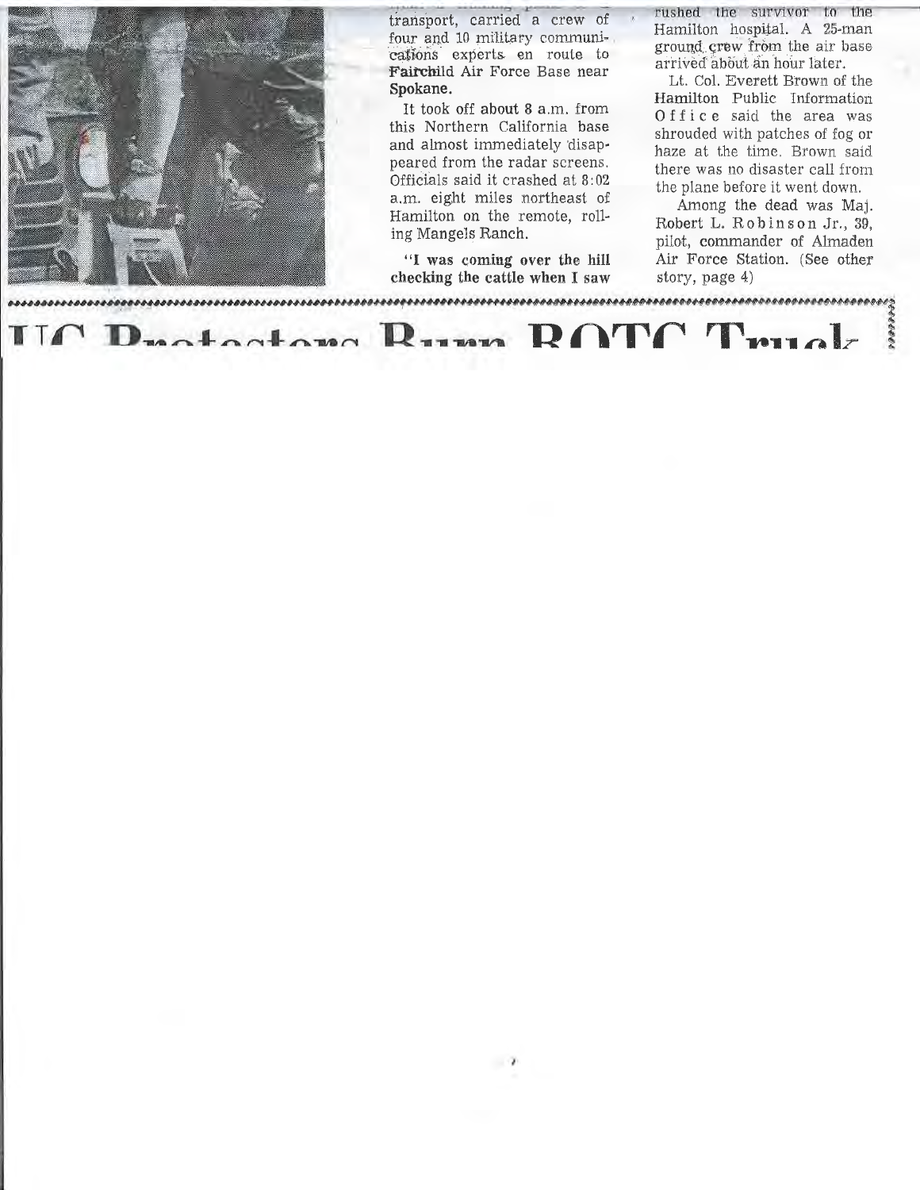transport, carried a crew of four and 10 military communications experts en route to Fairchild Air Force Base near Spokane.

It took off about 8 a.m. from this Northern California base and almost immediately disappeared from the radar screens. Officials said it crashed at 8:02 a.m. eight miles northeast of Hamilton on the remote, rolling Mangels Ranch.

"I was coming over the hill checking the cattle when I saw

rushed the survivor to the Hamilton hospital. A 25-man ground crew from the air base arrived about an hour later.

Lt. Col. Everett Brown of the Hamilton Public Information Office said the area was shrouded with patches of fog or haze at the time. Brown said there was no disaster call from the plane before it went down.

Among the dead was Maj. Robert L. Robinson Jr., 39, pilot, commander of Almaden Air Force Station. (See other story, page 4)

# UC Protestors Burn ROTC Truck